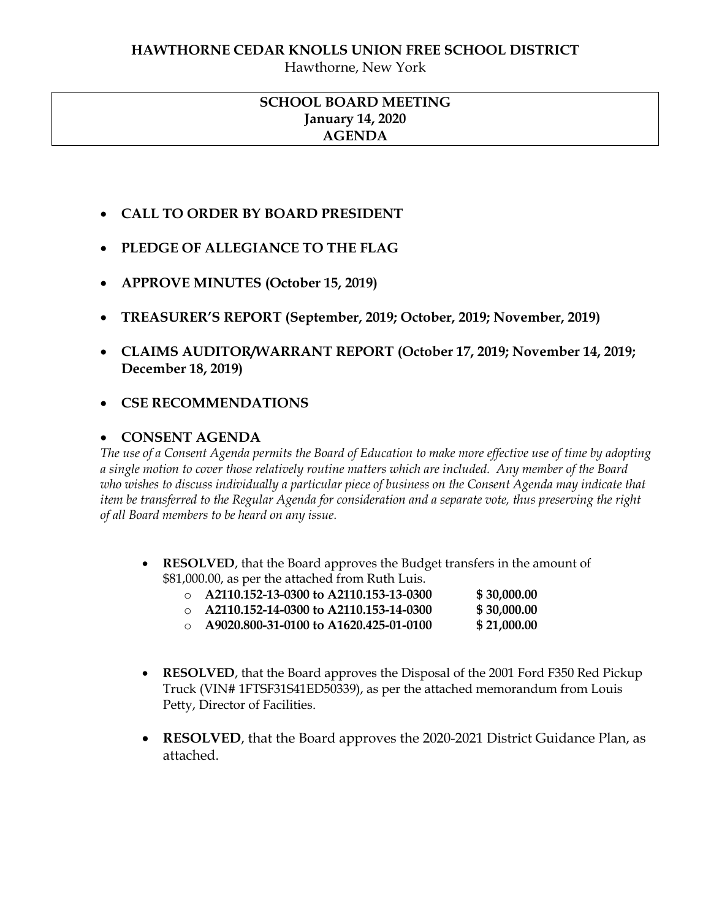**HAWTHORNE CEDAR KNOLLS UNION FREE SCHOOL DISTRICT**

Hawthorne, New York

**SCHOOL BOARD MEETING**
**January 14, 2020**
**AGENDA**

- **CALL TO ORDER BY BOARD PRESIDENT**
- **PLEDGE OF ALLEGIANCE TO THE FLAG**
- **APPROVE MINUTES (October 15, 2019)**
- **TREASURER'S REPORT (September, 2019; October, 2019; November, 2019)**
- **CLAIMS AUDITOR/WARRANT REPORT (October 17, 2019; November 14, 2019; December 18, 2019)**
- **CSE RECOMMENDATIONS**
- **CONSENT AGENDA**

*The use of a Consent Agenda permits the Board of Education to make more effective use of time by adopting a single motion to cover those relatively routine matters which are included. Any member of the Board who wishes to discuss individually a particular piece of business on the Consent Agenda may indicate that item be transferred to the Regular Agenda for consideration and a separate vote, thus preserving the right of all Board members to be heard on any issue.*

- **RESOLVED**, that the Board approves the Budget transfers in the amount of $81,000.00, as per the attached from Ruth Luis.
  - **A2110.152-13-0300 to A2110.153-13-0300 $ 30,000.00**
  - **A2110.152-14-0300 to A2110.153-14-0300 $ 30,000.00**
  - **A9020.800-31-0100 to A1620.425-01-0100 $ 21,000.00**

- **RESOLVED**, that the Board approves the Disposal of the 2001 Ford F350 Red Pickup Truck (VIN# 1FTSF31S41ED50339), as per the attached memorandum from Louis Petty, Director of Facilities.

- **RESOLVED**, that the Board approves the 2020-2021 District Guidance Plan, as attached.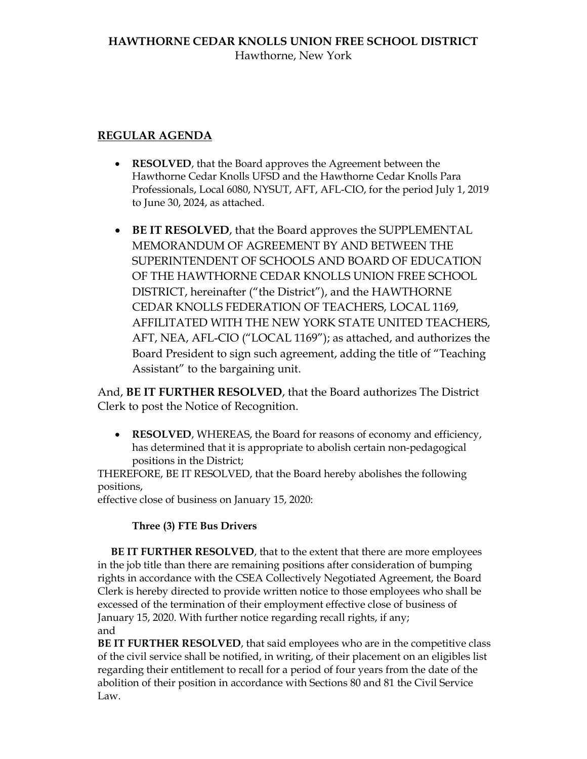**HAWTHORNE CEDAR KNOLLS UNION FREE SCHOOL DISTRICT**
Hawthorne, New York

## REGULAR AGENDA

- **RESOLVED**, that the Board approves the Agreement between the Hawthorne Cedar Knolls UFSD and the Hawthorne Cedar Knolls Para Professionals, Local 6080, NYSUT, AFT, AFL-CIO, for the period July 1, 2019 to June 30, 2024, as attached.

- **BE IT RESOLVED**, that the Board approves the SUPPLEMENTAL MEMORANDUM OF AGREEMENT BY AND BETWEEN THE SUPERINTENDENT OF SCHOOLS AND BOARD OF EDUCATION OF THE HAWTHORNE CEDAR KNOLLS UNION FREE SCHOOL DISTRICT, hereinafter ("the District"), and the HAWTHORNE CEDAR KNOLLS FEDERATION OF TEACHERS, LOCAL 1169, AFFILITATED WITH THE NEW YORK STATE UNITED TEACHERS, AFT, NEA, AFL-CIO ("LOCAL 1169"); as attached, and authorizes the Board President to sign such agreement, adding the title of "Teaching Assistant" to the bargaining unit.

And, **BE IT FURTHER RESOLVED**, that the Board authorizes The District Clerk to post the Notice of Recognition.

- **RESOLVED**, WHEREAS, the Board for reasons of economy and efficiency, has determined that it is appropriate to abolish certain non-pedagogical positions in the District;

THEREFORE, BE IT RESOLVED, that the Board hereby abolishes the following positions,
effective close of business on January 15, 2020:

**Three (3) FTE Bus Drivers**

**BE IT FURTHER RESOLVED**, that to the extent that there are more employees in the job title than there are remaining positions after consideration of bumping rights in accordance with the CSEA Collectively Negotiated Agreement, the Board Clerk is hereby directed to provide written notice to those employees who shall be excessed of the termination of their employment effective close of business of January 15, 2020. With further notice regarding recall rights, if any;
and
**BE IT FURTHER RESOLVED**, that said employees who are in the competitive class of the civil service shall be notified, in writing, of their placement on an eligibles list regarding their entitlement to recall for a period of four years from the date of the abolition of their position in accordance with Sections 80 and 81 the Civil Service Law.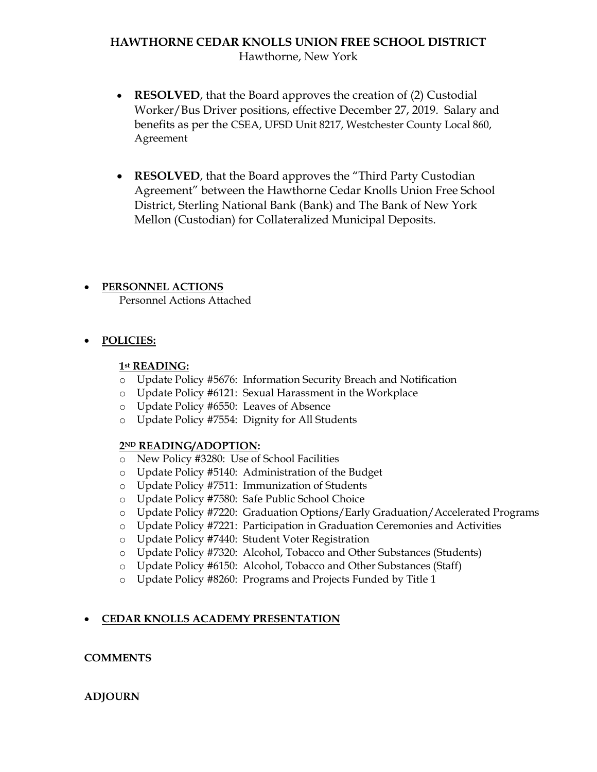**HAWTHORNE CEDAR KNOLLS UNION FREE SCHOOL DISTRICT**
Hawthorne, New York

- **RESOLVED**, that the Board approves the creation of (2) Custodial Worker/Bus Driver positions, effective December 27, 2019. Salary and benefits as per the CSEA, UFSD Unit 8217, Westchester County Local 860, Agreement

- **RESOLVED**, that the Board approves the "Third Party Custodian Agreement" between the Hawthorne Cedar Knolls Union Free School District, Sterling National Bank (Bank) and The Bank of New York Mellon (Custodian) for Collateralized Municipal Deposits.

- **PERSONNEL ACTIONS**
  Personnel Actions Attached

- **POLICIES:**

  **1st READING:**
  - Update Policy #5676: Information Security Breach and Notification
  - Update Policy #6121: Sexual Harassment in the Workplace
  - Update Policy #6550: Leaves of Absence
  - Update Policy #7554: Dignity for All Students

  **2ND READING/ADOPTION:**
  - New Policy #3280: Use of School Facilities
  - Update Policy #5140: Administration of the Budget
  - Update Policy #7511: Immunization of Students
  - Update Policy #7580: Safe Public School Choice
  - Update Policy #7220: Graduation Options/Early Graduation/Accelerated Programs
  - Update Policy #7221: Participation in Graduation Ceremonies and Activities
  - Update Policy #7440: Student Voter Registration
  - Update Policy #7320: Alcohol, Tobacco and Other Substances (Students)
  - Update Policy #6150: Alcohol, Tobacco and Other Substances (Staff)
  - Update Policy #8260: Programs and Projects Funded by Title 1

- **CEDAR KNOLLS ACADEMY PRESENTATION**

**COMMENTS**

**ADJOURN**